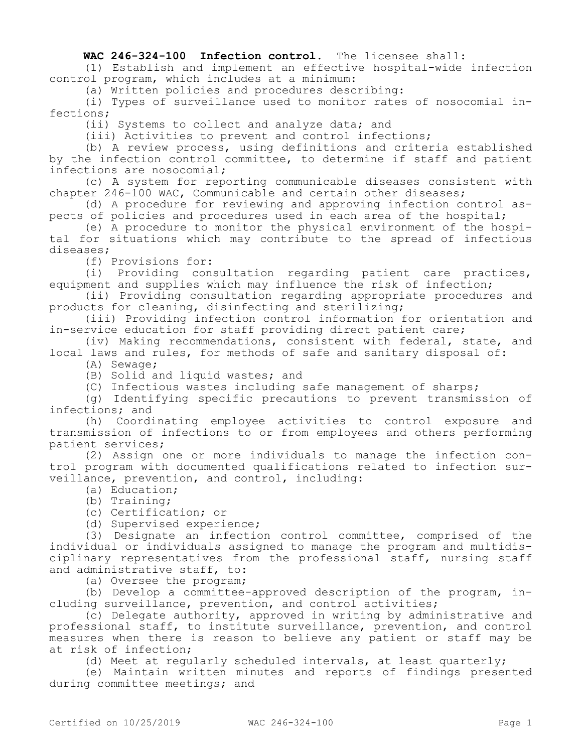**WAC 246-324-100 Infection control.** The licensee shall:

(1) Establish and implement an effective hospital-wide infection control program, which includes at a minimum:

(a) Written policies and procedures describing:

(i) Types of surveillance used to monitor rates of nosocomial infections;

(ii) Systems to collect and analyze data; and

(iii) Activities to prevent and control infections;

(b) A review process, using definitions and criteria established by the infection control committee, to determine if staff and patient infections are nosocomial;

(c) A system for reporting communicable diseases consistent with chapter 246-100 WAC, Communicable and certain other diseases;

(d) A procedure for reviewing and approving infection control aspects of policies and procedures used in each area of the hospital;

(e) A procedure to monitor the physical environment of the hospital for situations which may contribute to the spread of infectious diseases;

(f) Provisions for:

(i) Providing consultation regarding patient care practices, equipment and supplies which may influence the risk of infection;

(ii) Providing consultation regarding appropriate procedures and products for cleaning, disinfecting and sterilizing;

(iii) Providing infection control information for orientation and in-service education for staff providing direct patient care;

(iv) Making recommendations, consistent with federal, state, and local laws and rules, for methods of safe and sanitary disposal of:

(A) Sewage;

(B) Solid and liquid wastes; and

(C) Infectious wastes including safe management of sharps;

(g) Identifying specific precautions to prevent transmission of infections; and

(h) Coordinating employee activities to control exposure and transmission of infections to or from employees and others performing patient services;

(2) Assign one or more individuals to manage the infection control program with documented qualifications related to infection surveillance, prevention, and control, including:

(a) Education;

(b) Training;

(c) Certification; or

(d) Supervised experience;

(3) Designate an infection control committee, comprised of the individual or individuals assigned to manage the program and multidisciplinary representatives from the professional staff, nursing staff and administrative staff, to:

(a) Oversee the program;

(b) Develop a committee-approved description of the program, including surveillance, prevention, and control activities;

(c) Delegate authority, approved in writing by administrative and professional staff, to institute surveillance, prevention, and control measures when there is reason to believe any patient or staff may be at risk of infection;

(d) Meet at regularly scheduled intervals, at least quarterly;

(e) Maintain written minutes and reports of findings presented during committee meetings; and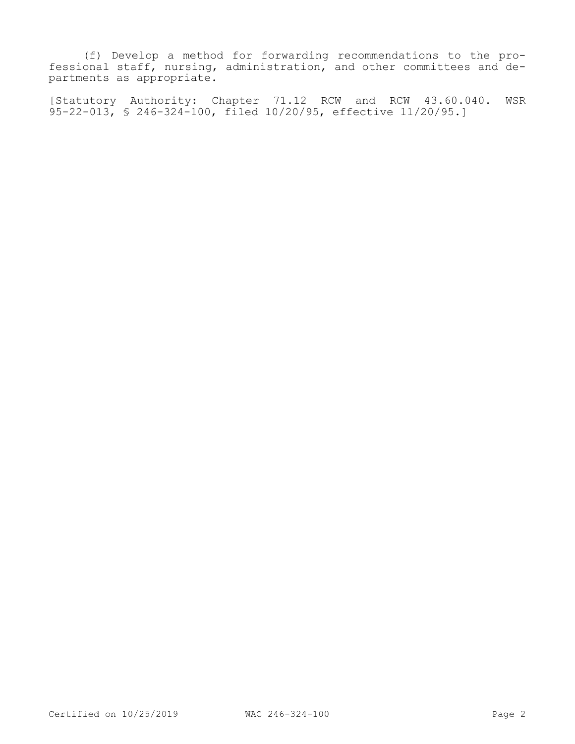(f) Develop a method for forwarding recommendations to the professional staff, nursing, administration, and other committees and departments as appropriate.

[Statutory Authority: Chapter 71.12 RCW and RCW 43.60.040. WSR 95-22-013, § 246-324-100, filed 10/20/95, effective 11/20/95.]